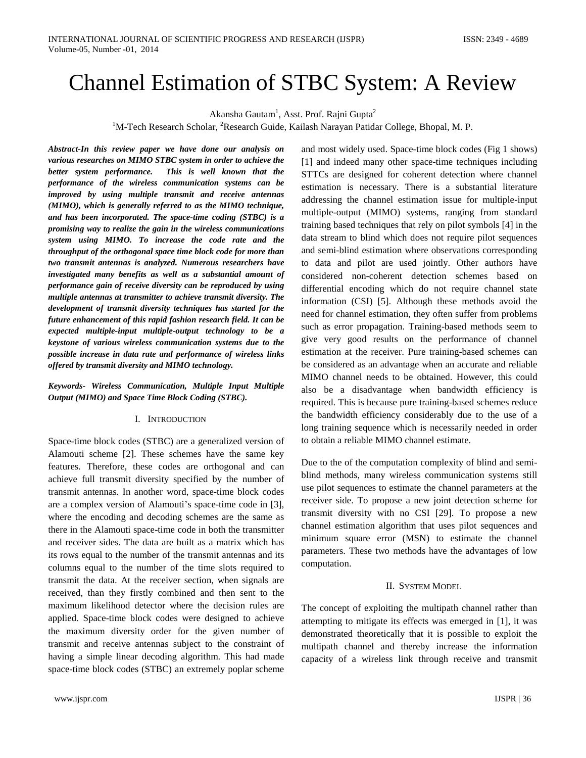# Channel Estimation of STBC System: A Review

Akansha Gautam[1], Asst. Prof. Rajni Gupta[2]

[1]M-Tech Research Scholar, [2]Research Guide, Kailash Narayan Patidar College, Bhopal, M. P.

***Abstract-In this review paper we have done our analysis on various researches on MIMO STBC system in order to achieve the better system performance. This is well known that the performance of the wireless communication systems can be improved by using multiple transmit and receive antennas (MIMO), which is generally referred to as the MIMO technique, and has been incorporated. The space-time coding (STBC) is a promising way to realize the gain in the wireless communications system using MIMO. To increase the code rate and the throughput of the orthogonal space time block code for more than two transmit antennas is analyzed. Numerous researchers have investigated many benefits as well as a substantial amount of performance gain of receive diversity can be reproduced by using multiple antennas at transmitter to achieve transmit diversity. The development of transmit diversity techniques has started for the future enhancement of this rapid fashion research field. It can be expected multiple-input multiple-output technology to be a keystone of various wireless communication systems due to the possible increase in data rate and performance of wireless links offered by transmit diversity and MIMO technology.***

***Keywords- Wireless Communication, Multiple Input Multiple Output (MIMO) and Space Time Block Coding (STBC).***

## I. Introduction

Space-time block codes (STBC) are a generalized version of Alamouti scheme [2]. These schemes have the same key features. Therefore, these codes are orthogonal and can achieve full transmit diversity specified by the number of transmit antennas. In another word, space-time block codes are a complex version of Alamouti's space-time code in [3], where the encoding and decoding schemes are the same as there in the Alamouti space-time code in both the transmitter and receiver sides. The data are built as a matrix which has its rows equal to the number of the transmit antennas and its columns equal to the number of the time slots required to transmit the data. At the receiver section, when signals are received, than they firstly combined and then sent to the maximum likelihood detector where the decision rules are applied. Space-time block codes were designed to achieve the maximum diversity order for the given number of transmit and receive antennas subject to the constraint of having a simple linear decoding algorithm. This had made space-time block codes (STBC) an extremely poplar scheme and most widely used. Space-time block codes (Fig 1 shows) [1] and indeed many other space-time techniques including STTCs are designed for coherent detection where channel estimation is necessary. There is a substantial literature addressing the channel estimation issue for multiple-input multiple-output (MIMO) systems, ranging from standard training based techniques that rely on pilot symbols [4] in the data stream to blind which does not require pilot sequences and semi-blind estimation where observations corresponding to data and pilot are used jointly. Other authors have considered non-coherent detection schemes based on differential encoding which do not require channel state information (CSI) [5]. Although these methods avoid the need for channel estimation, they often suffer from problems such as error propagation. Training-based methods seem to give very good results on the performance of channel estimation at the receiver. Pure training-based schemes can be considered as an advantage when an accurate and reliable MIMO channel needs to be obtained. However, this could also be a disadvantage when bandwidth efficiency is required. This is because pure training-based schemes reduce the bandwidth efficiency considerably due to the use of a long training sequence which is necessarily needed in order to obtain a reliable MIMO channel estimate.

Due to the of the computation complexity of blind and semi-blind methods, many wireless communication systems still use pilot sequences to estimate the channel parameters at the receiver side. To propose a new joint detection scheme for transmit diversity with no CSI [29]. To propose a new channel estimation algorithm that uses pilot sequences and minimum square error (MSN) to estimate the channel parameters. These two methods have the advantages of low computation.

## II. System Model

The concept of exploiting the multipath channel rather than attempting to mitigate its effects was emerged in [1], it was demonstrated theoretically that it is possible to exploit the multipath channel and thereby increase the information capacity of a wireless link through receive and transmit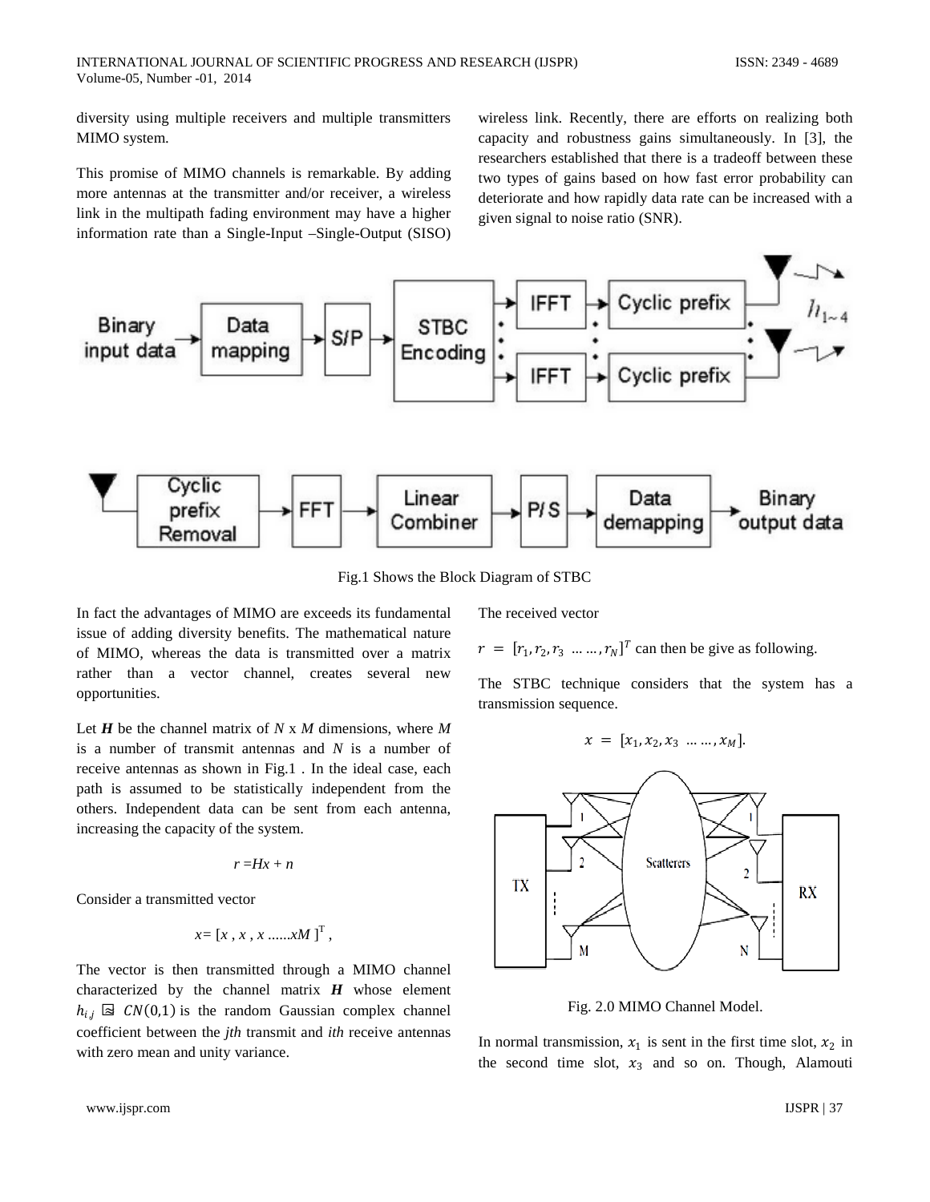diversity using multiple receivers and multiple transmitters MIMO system.

This promise of MIMO channels is remarkable. By adding more antennas at the transmitter and/or receiver, a wireless link in the multipath fading environment may have a higher information rate than a Single-Input –Single-Output (SISO) wireless link. Recently, there are efforts on realizing both capacity and robustness gains simultaneously. In [3], the researchers established that there is a tradeoff between these two types of gains based on how fast error probability can deteriorate and how rapidly data rate can be increased with a given signal to noise ratio (SNR).

Fig.1 Shows the Block Diagram of STBC

In fact the advantages of MIMO are exceeds its fundamental issue of adding diversity benefits. The mathematical nature of MIMO, whereas the data is transmitted over a matrix rather than a vector channel, creates several new opportunities.

Let $\boldsymbol{H}$ be the channel matrix of $N$ x $M$ dimensions, where $M$ is a number of transmit antennas and $N$ is a number of receive antennas as shown in Fig.1 . In the ideal case, each path is assumed to be statistically independent from the others. Independent data can be sent from each antenna, increasing the capacity of the system.

$$r = Hx + n$$

Consider a transmitted vector

$$x = [x \,,\, x \,,\, x \, ......xM\,]^{T} \,,$$

The vector is then transmitted through a MIMO channel characterized by the channel matrix $\boldsymbol{H}$ whose element $h_{ij} \cong CN(0,1)$ is the random Gaussian complex channel coefficient between the *jth* transmit and *ith* receive antennas with zero mean and unity variance.

The received vector

$r = [r_1, r_2, r_3 \; \ldots \ldots, r_N]^T$ can then be give as following.

The STBC technique considers that the system has a transmission sequence.

$$x = [x_1, x_2, x_3 \; \ldots \ldots, x_M].$$

Fig. 2.0 MIMO Channel Model.

In normal transmission, $x_1$ is sent in the first time slot, $x_2$ in the second time slot, $x_3$ and so on. Though, Alamouti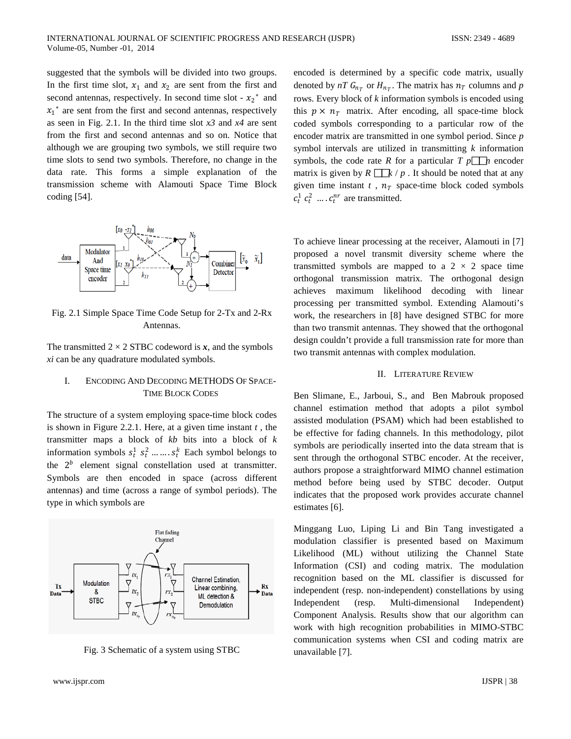suggested that the symbols will be divided into two groups. In the first time slot, $x_1$ and $x_2$ are sent from the first and second antennas, respectively. In second time slot - $x_2{}^*$ and $x_1{}^*$ are sent from the first and second antennas, respectively as seen in Fig. 2.1. In the third time slot *x3* and *x4* are sent from the first and second antennas and so on. Notice that although we are grouping two symbols, we still require two time slots to send two symbols. Therefore, no change in the data rate. This forms a simple explanation of the transmission scheme with Alamouti Space Time Block coding [54].

Fig. 2.1 Simple Space Time Code Setup for 2-Tx and 2-Rx Antennas.

The transmitted 2 × 2 STBC codeword is ***x***, and the symbols *xi* can be any quadrature modulated symbols.

## I. Encoding And Decoding Methods Of Space-Time Block Codes

The structure of a system employing space-time block codes is shown in Figure 2.2.1. Here, at a given time instant $t$ , the transmitter maps a block of *kb* bits into a block of $k$ information symbols $s_t^1\ s_t^2\ \dots\dots s_t^k$ Each symbol belongs to the $2^b$ element signal constellation used at transmitter. Symbols are then encoded in space (across different antennas) and time (across a range of symbol periods). The type in which symbols are

Fig. 3 Schematic of a system using STBC

encoded is determined by a specific code matrix, usually denoted by $nT\ G_{n_T}$ or $H_{n_T}$. The matrix has $n_T$ columns and $p$ rows. Every block of $k$ information symbols is encoded using this $p \times n_T$ matrix. After encoding, all space-time block coded symbols corresponding to a particular row of the encoder matrix are transmitted in one symbol period. Since $p$ symbol intervals are utilized in transmitting $k$ information symbols, the code rate $R$ for a particular $T$ $p$□□$n$ encoder matrix is given by $R$ □□$k$ / $p$ . It should be noted that at any given time instant $t$ , $n_T$ space-time block coded symbols $c_t^1\ c_t^2\ \dots .\ c_t^{nr}$ are transmitted.

To achieve linear processing at the receiver, Alamouti in [7] proposed a novel transmit diversity scheme where the transmitted symbols are mapped to a 2 × 2 space time orthogonal transmission matrix. The orthogonal design achieves maximum likelihood decoding with linear processing per transmitted symbol. Extending Alamouti's work, the researchers in [8] have designed STBC for more than two transmit antennas. They showed that the orthogonal design couldn't provide a full transmission rate for more than two transmit antennas with complex modulation.

## II. Literature Review

Ben Slimane, E., Jarboui, S., and Ben Mabrouk proposed channel estimation method that adopts a pilot symbol assisted modulation (PSAM) which had been established to be effective for fading channels. In this methodology, pilot symbols are periodically inserted into the data stream that is sent through the orthogonal STBC encoder. At the receiver, authors propose a straightforward MIMO channel estimation method before being used by STBC decoder. Output indicates that the proposed work provides accurate channel estimates [6].

Minggang Luo, Liping Li and Bin Tang investigated a modulation classifier is presented based on Maximum Likelihood (ML) without utilizing the Channel State Information (CSI) and coding matrix. The modulation recognition based on the ML classifier is discussed for independent (resp. non-independent) constellations by using Independent (resp. Multi-dimensional Independent) Component Analysis. Results show that our algorithm can work with high recognition probabilities in MIMO-STBC communication systems when CSI and coding matrix are unavailable [7].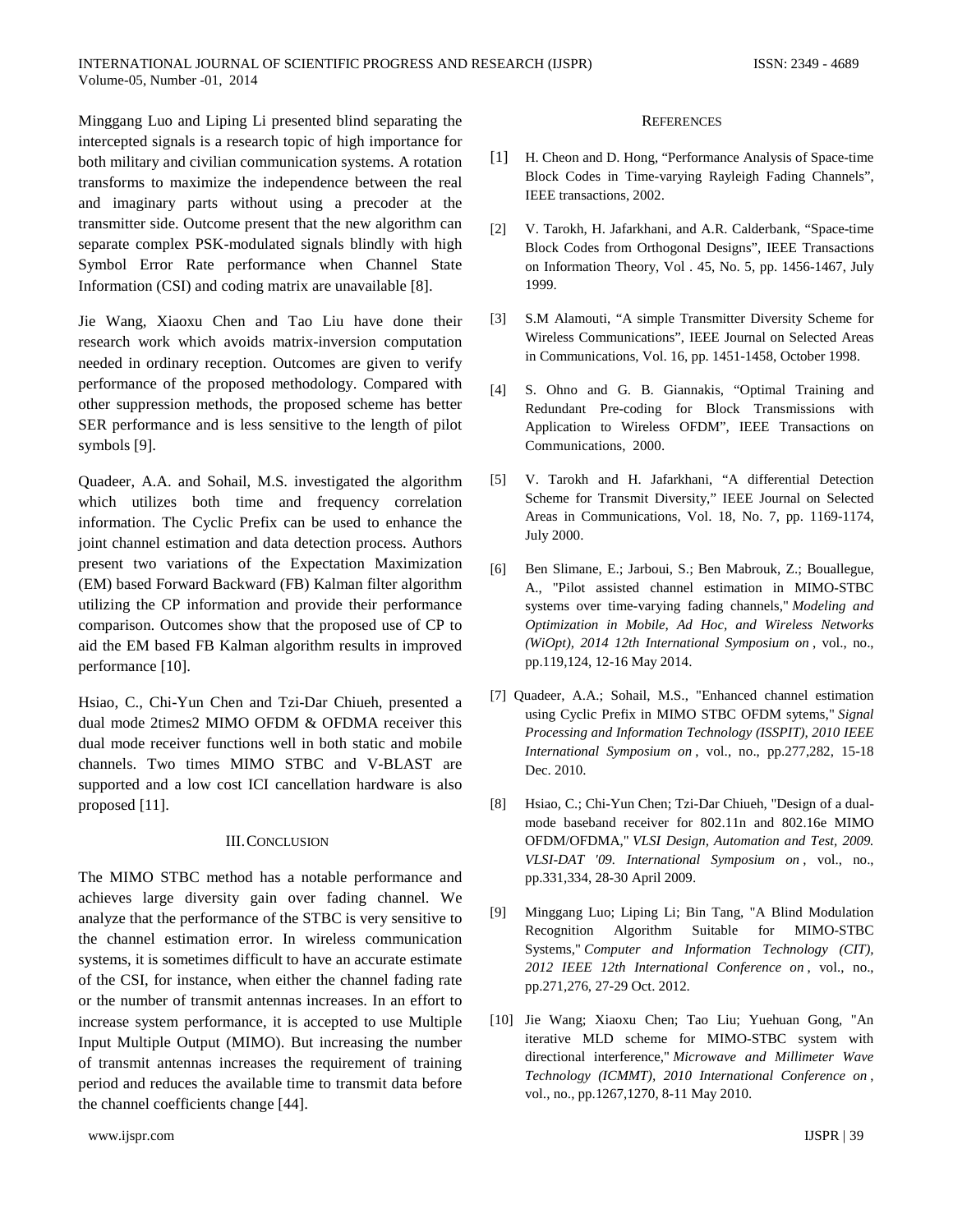Minggang Luo and Liping Li presented blind separating the intercepted signals is a research topic of high importance for both military and civilian communication systems. A rotation transforms to maximize the independence between the real and imaginary parts without using a precoder at the transmitter side. Outcome present that the new algorithm can separate complex PSK-modulated signals blindly with high Symbol Error Rate performance when Channel State Information (CSI) and coding matrix are unavailable [8].

Jie Wang, Xiaoxu Chen and Tao Liu have done their research work which avoids matrix-inversion computation needed in ordinary reception. Outcomes are given to verify performance of the proposed methodology. Compared with other suppression methods, the proposed scheme has better SER performance and is less sensitive to the length of pilot symbols [9].

Quadeer, A.A. and Sohail, M.S. investigated the algorithm which utilizes both time and frequency correlation information. The Cyclic Prefix can be used to enhance the joint channel estimation and data detection process. Authors present two variations of the Expectation Maximization (EM) based Forward Backward (FB) Kalman filter algorithm utilizing the CP information and provide their performance comparison. Outcomes show that the proposed use of CP to aid the EM based FB Kalman algorithm results in improved performance [10].

Hsiao, C., Chi-Yun Chen and Tzi-Dar Chiueh, presented a dual mode 2times2 MIMO OFDM & OFDMA receiver this dual mode receiver functions well in both static and mobile channels. Two times MIMO STBC and V-BLAST are supported and a low cost ICI cancellation hardware is also proposed [11].

## III. Conclusion

The MIMO STBC method has a notable performance and achieves large diversity gain over fading channel. We analyze that the performance of the STBC is very sensitive to the channel estimation error. In wireless communication systems, it is sometimes difficult to have an accurate estimate of the CSI, for instance, when either the channel fading rate or the number of transmit antennas increases. In an effort to increase system performance, it is accepted to use Multiple Input Multiple Output (MIMO). But increasing the number of transmit antennas increases the requirement of training period and reduces the available time to transmit data before the channel coefficients change [44].

## References

[1] H. Cheon and D. Hong, “Performance Analysis of Space-time Block Codes in Time-varying Rayleigh Fading Channels”, IEEE transactions, 2002.

[2] V. Tarokh, H. Jafarkhani, and A.R. Calderbank, “Space-time Block Codes from Orthogonal Designs”, IEEE Transactions on Information Theory, Vol . 45, No. 5, pp. 1456-1467, July 1999.

[3] S.M Alamouti, “A simple Transmitter Diversity Scheme for Wireless Communications”, IEEE Journal on Selected Areas in Communications, Vol. 16, pp. 1451-1458, October 1998.

[4] S. Ohno and G. B. Giannakis, “Optimal Training and Redundant Pre-coding for Block Transmissions with Application to Wireless OFDM”, IEEE Transactions on Communications, 2000.

[5] V. Tarokh and H. Jafarkhani, “A differential Detection Scheme for Transmit Diversity,” IEEE Journal on Selected Areas in Communications, Vol. 18, No. 7, pp. 1169-1174, July 2000.

[6] Ben Slimane, E.; Jarboui, S.; Ben Mabrouk, Z.; Bouallegue, A., "Pilot assisted channel estimation in MIMO-STBC systems over time-varying fading channels," *Modeling and Optimization in Mobile, Ad Hoc, and Wireless Networks (WiOpt), 2014 12th International Symposium on* , vol., no., pp.119,124, 12-16 May 2014.

[7] Quadeer, A.A.; Sohail, M.S., "Enhanced channel estimation using Cyclic Prefix in MIMO STBC OFDM sytems," *Signal Processing and Information Technology (ISSPIT), 2010 IEEE International Symposium on* , vol., no., pp.277,282, 15-18 Dec. 2010.

[8] Hsiao, C.; Chi-Yun Chen; Tzi-Dar Chiueh, "Design of a dual-mode baseband receiver for 802.11n and 802.16e MIMO OFDM/OFDMA," *VLSI Design, Automation and Test, 2009. VLSI-DAT '09. International Symposium on* , vol., no., pp.331,334, 28-30 April 2009.

[9] Minggang Luo; Liping Li; Bin Tang, "A Blind Modulation Recognition Algorithm Suitable for MIMO-STBC Systems," *Computer and Information Technology (CIT), 2012 IEEE 12th International Conference on* , vol., no., pp.271,276, 27-29 Oct. 2012.

[10] Jie Wang; Xiaoxu Chen; Tao Liu; Yuehuan Gong, "An iterative MLD scheme for MIMO-STBC system with directional interference," *Microwave and Millimeter Wave Technology (ICMMT), 2010 International Conference on* , vol., no., pp.1267,1270, 8-11 May 2010.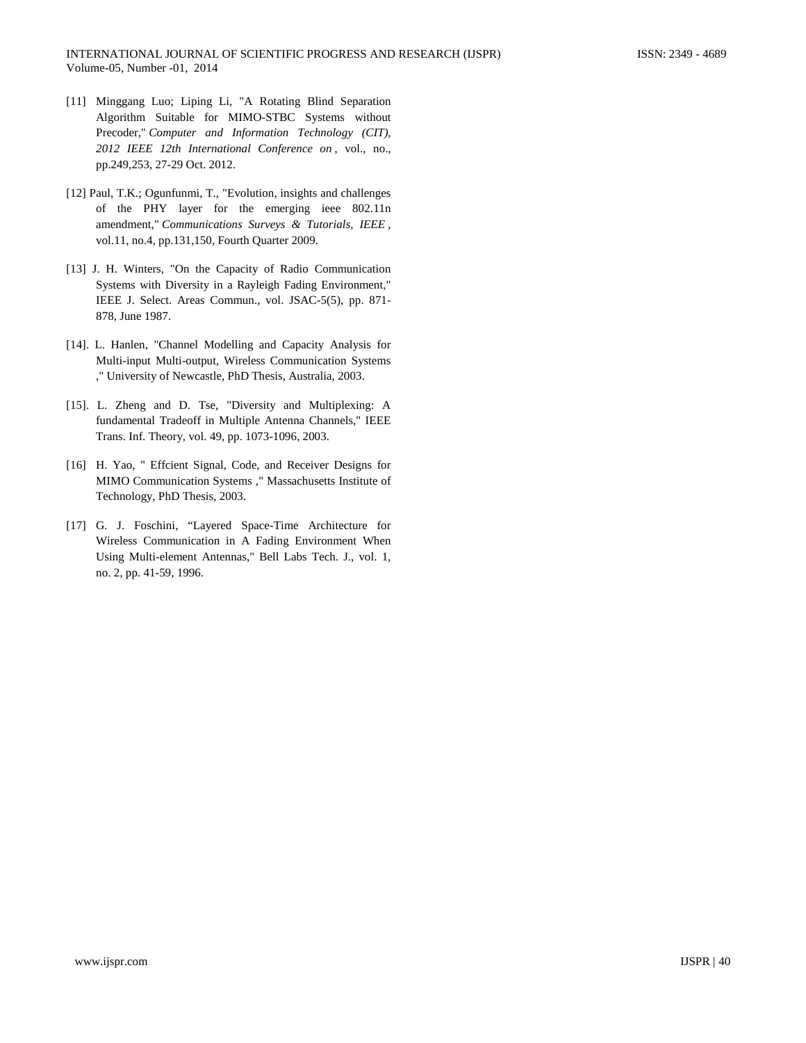[11] Minggang Luo; Liping Li, "A Rotating Blind Separation Algorithm Suitable for MIMO-STBC Systems without Precoder," *Computer and Information Technology (CIT), 2012 IEEE 12th International Conference on* , vol., no., pp.249,253, 27-29 Oct. 2012.

[12] Paul, T.K.; Ogunfunmi, T., "Evolution, insights and challenges of the PHY layer for the emerging ieee 802.11n amendment," *Communications Surveys & Tutorials, IEEE* , vol.11, no.4, pp.131,150, Fourth Quarter 2009.

[13] J. H. Winters, "On the Capacity of Radio Communication Systems with Diversity in a Rayleigh Fading Environment," IEEE J. Select. Areas Commun., vol. JSAC-5(5), pp. 871-878, June 1987.

[14]. L. Hanlen, "Channel Modelling and Capacity Analysis for Multi-input Multi-output, Wireless Communication Systems ," University of Newcastle, PhD Thesis, Australia, 2003.

[15]. L. Zheng and D. Tse, "Diversity and Multiplexing: A fundamental Tradeoff in Multiple Antenna Channels," IEEE Trans. Inf. Theory, vol. 49, pp. 1073-1096, 2003.

[16] H. Yao, " Effcient Signal, Code, and Receiver Designs for MIMO Communication Systems ," Massachusetts Institute of Technology, PhD Thesis, 2003.

[17] G. J. Foschini, "Layered Space-Time Architecture for Wireless Communication in A Fading Environment When Using Multi-element Antennas," Bell Labs Tech. J., vol. 1, no. 2, pp. 41-59, 1996.